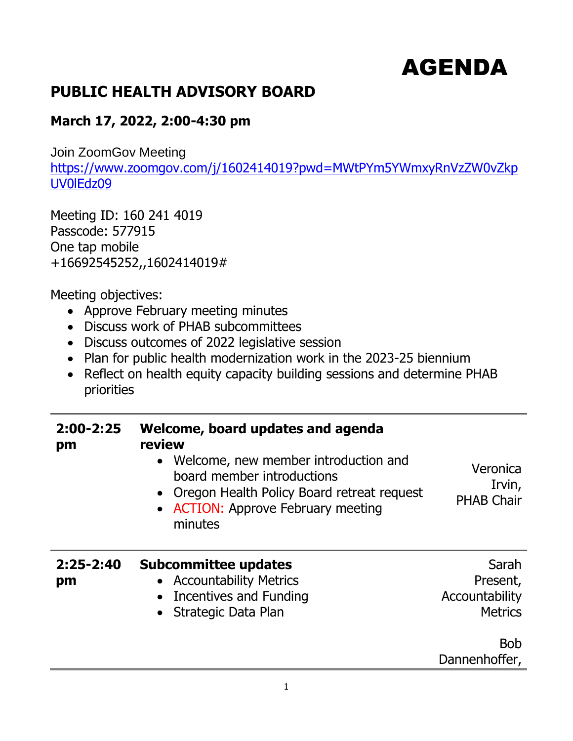# AGENDA

## PUBLIC HEALTH ADVISORY BOARD

### March 17, 2022, 2:00-4:30 pm

Join ZoomGov Meeting
https://www.zoomgov.com/j/1602414019?pwd=MWtPYm5YWmxyRnVzZW0vZkpUV0lEdz09

Meeting ID: 160 241 4019
Passcode: 577915
One tap mobile
+16692545252,,1602414019#

Meeting objectives:

- Approve February meeting minutes
- Discuss work of PHAB subcommittees
- Discuss outcomes of 2022 legislative session
- Plan for public health modernization work in the 2023-25 biennium
- Reflect on health equity capacity building sessions and determine PHAB priorities

| | | |
|---|---|---|
| **2:00-2:25 pm** | **Welcome, board updates and agenda review**<br>• Welcome, new member introduction and board member introductions<br>• Oregon Health Policy Board retreat request<br>• ACTION: Approve February meeting minutes | Veronica Irvin, PHAB Chair |
| **2:25-2:40 pm** | **Subcommittee updates**<br>• Accountability Metrics<br>• Incentives and Funding<br>• Strategic Data Plan | Sarah Present, Accountability Metrics<br><br>Bob Dannenhoffer, |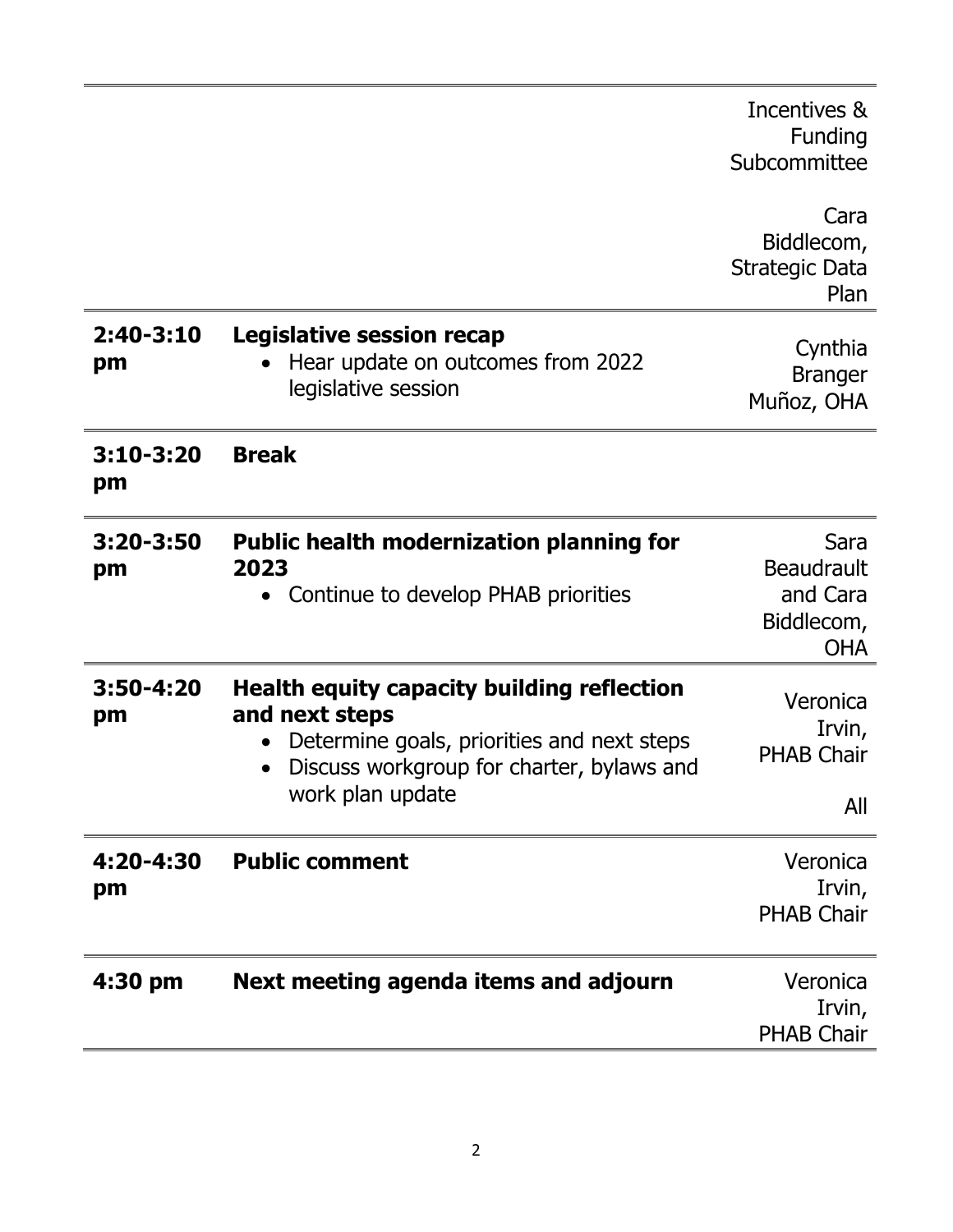| | | |
|---|---|---|
| | | Incentives & Funding Subcommittee<br><br>Cara Biddlecom, Strategic Data Plan |
| **2:40-3:10 pm** | **Legislative session recap**<br>• Hear update on outcomes from 2022 legislative session | Cynthia Branger Muñoz, OHA |
| **3:10-3:20 pm** | **Break** | |
| **3:20-3:50 pm** | **Public health modernization planning for 2023**<br>• Continue to develop PHAB priorities | Sara Beaudrault and Cara Biddlecom, OHA |
| **3:50-4:20 pm** | **Health equity capacity building reflection and next steps**<br>• Determine goals, priorities and next steps<br>• Discuss workgroup for charter, bylaws and work plan update | Veronica Irvin, PHAB Chair<br><br>All |
| **4:20-4:30 pm** | **Public comment** | Veronica Irvin, PHAB Chair |
| **4:30 pm** | **Next meeting agenda items and adjourn** | Veronica Irvin, PHAB Chair |